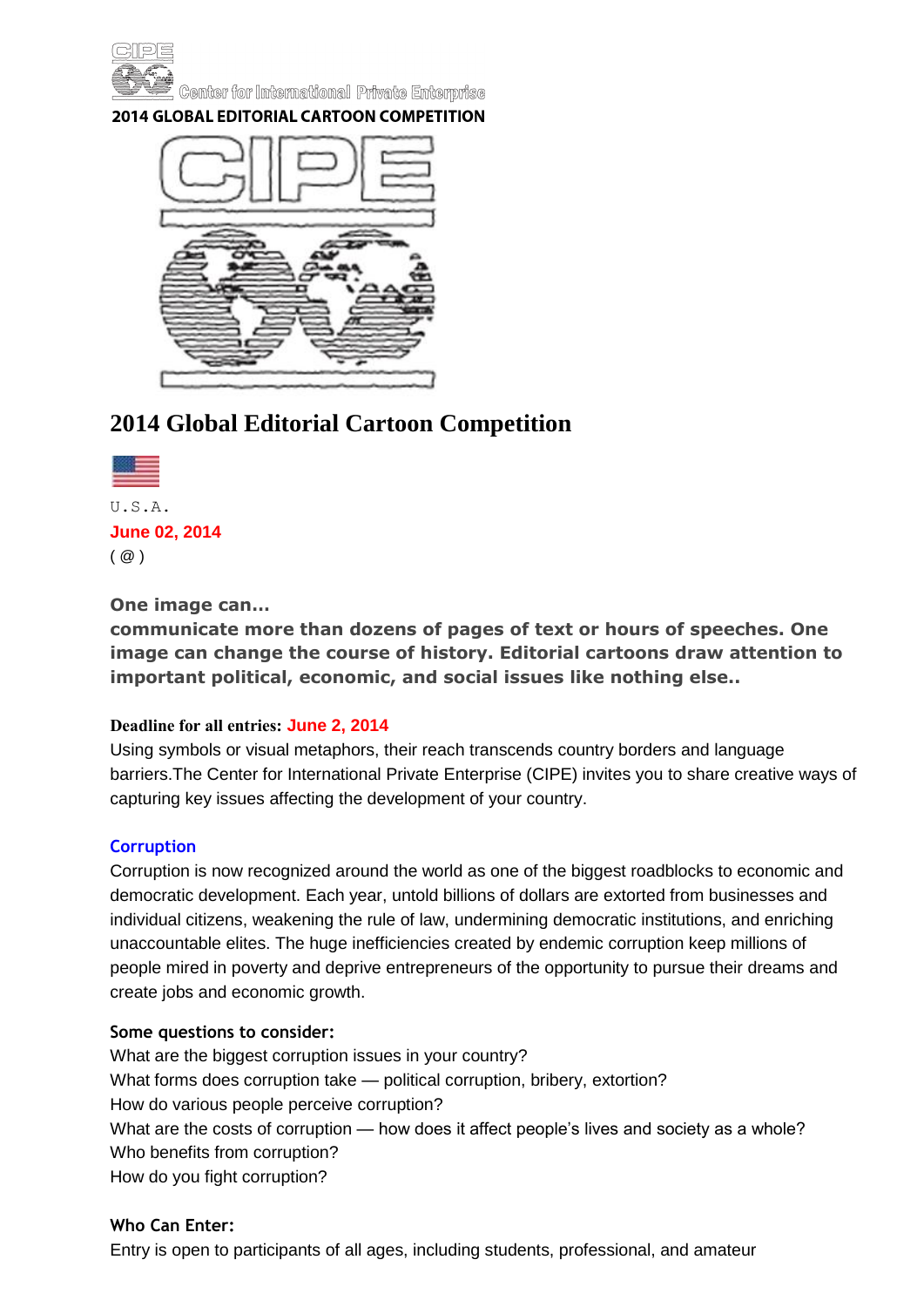Center for International Private Enterprise

2014 GLOBAL EDITORIAL CARTOON COMPETITION

# 2014 Global Editorial Cartoon Competition

U.S.A.

**June 02, 2014**

( @ )

**One image can...**

**communicate more than dozens of pages of text or hours of speeches. One image can change the course of history. Editorial cartoons draw attention to important political, economic, and social issues like nothing else..**

**Deadline for all entries:** **June 2, 2014**

Using symbols or visual metaphors, their reach transcends country borders and language barriers.The Center for International Private Enterprise (CIPE) invites you to share creative ways of capturing key issues affecting the development of your country.

### Corruption

Corruption is now recognized around the world as one of the biggest roadblocks to economic and democratic development. Each year, untold billions of dollars are extorted from businesses and individual citizens, weakening the rule of law, undermining democratic institutions, and enriching unaccountable elites. The huge inefficiencies created by endemic corruption keep millions of people mired in poverty and deprive entrepreneurs of the opportunity to pursue their dreams and create jobs and economic growth.

**Some questions to consider:**

What are the biggest corruption issues in your country?
What forms does corruption take — political corruption, bribery, extortion?
How do various people perceive corruption?
What are the costs of corruption — how does it affect people's lives and society as a whole?
Who benefits from corruption?
How do you fight corruption?

**Who Can Enter:**

Entry is open to participants of all ages, including students, professional, and amateur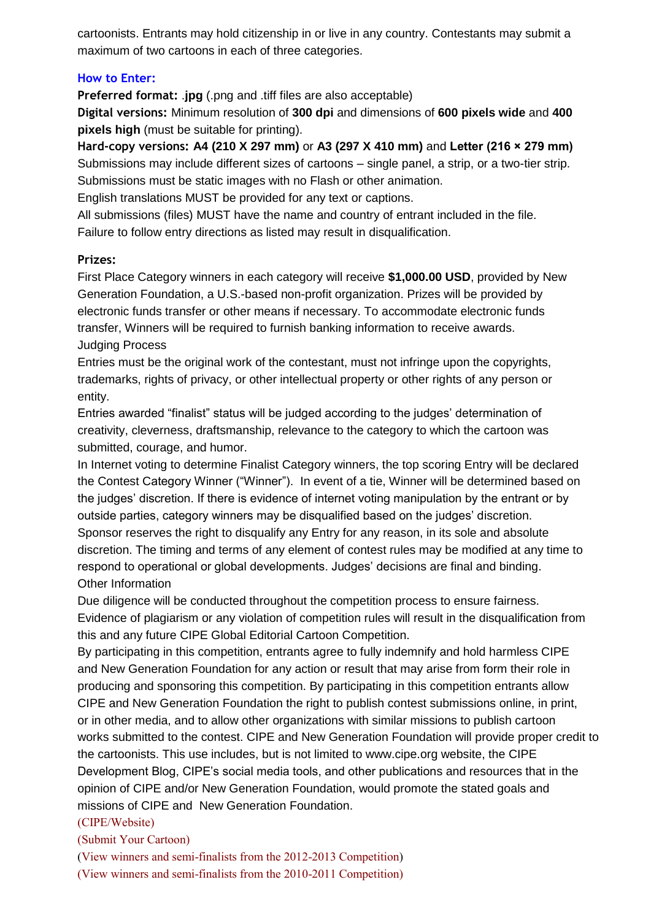cartoonists. Entrants may hold citizenship in or live in any country. Contestants may submit a maximum of two cartoons in each of three categories.

## How to Enter:

**Preferred format:** .**jpg** (.png and .tiff files are also acceptable)

**Digital versions:** Minimum resolution of **300 dpi** and dimensions of **600 pixels wide** and **400 pixels high** (must be suitable for printing).

**Hard-copy versions: A4 (210 X 297 mm)** or **A3 (297 X 410 mm)** and **Letter (216 × 279 mm)**

Submissions may include different sizes of cartoons – single panel, a strip, or a two-tier strip.

Submissions must be static images with no Flash or other animation.

English translations MUST be provided for any text or captions.

All submissions (files) MUST have the name and country of entrant included in the file.

Failure to follow entry directions as listed may result in disqualification.

## Prizes:

First Place Category winners in each category will receive **$1,000.00 USD**, provided by New Generation Foundation, a U.S.-based non-profit organization. Prizes will be provided by electronic funds transfer or other means if necessary. To accommodate electronic funds transfer, Winners will be required to furnish banking information to receive awards.

Judging Process

Entries must be the original work of the contestant, must not infringe upon the copyrights, trademarks, rights of privacy, or other intellectual property or other rights of any person or entity.

Entries awarded "finalist" status will be judged according to the judges' determination of creativity, cleverness, draftsmanship, relevance to the category to which the cartoon was submitted, courage, and humor.

In Internet voting to determine Finalist Category winners, the top scoring Entry will be declared the Contest Category Winner ("Winner"). In event of a tie, Winner will be determined based on the judges' discretion. If there is evidence of internet voting manipulation by the entrant or by outside parties, category winners may be disqualified based on the judges' discretion.

Sponsor reserves the right to disqualify any Entry for any reason, in its sole and absolute discretion. The timing and terms of any element of contest rules may be modified at any time to respond to operational or global developments. Judges' decisions are final and binding.

Other Information

Due diligence will be conducted throughout the competition process to ensure fairness.

Evidence of plagiarism or any violation of competition rules will result in the disqualification from this and any future CIPE Global Editorial Cartoon Competition.

By participating in this competition, entrants agree to fully indemnify and hold harmless CIPE and New Generation Foundation for any action or result that may arise from form their role in producing and sponsoring this competition. By participating in this competition entrants allow CIPE and New Generation Foundation the right to publish contest submissions online, in print, or in other media, and to allow other organizations with similar missions to publish cartoon works submitted to the contest. CIPE and New Generation Foundation will provide proper credit to the cartoonists. This use includes, but is not limited to www.cipe.org website, the CIPE Development Blog, CIPE's social media tools, and other publications and resources that in the opinion of CIPE and/or New Generation Foundation, would promote the stated goals and missions of CIPE and New Generation Foundation.

(CIPE/Website)

(Submit Your Cartoon)

(View winners and semi-finalists from the 2012-2013 Competition)

(View winners and semi-finalists from the 2010-2011 Competition)